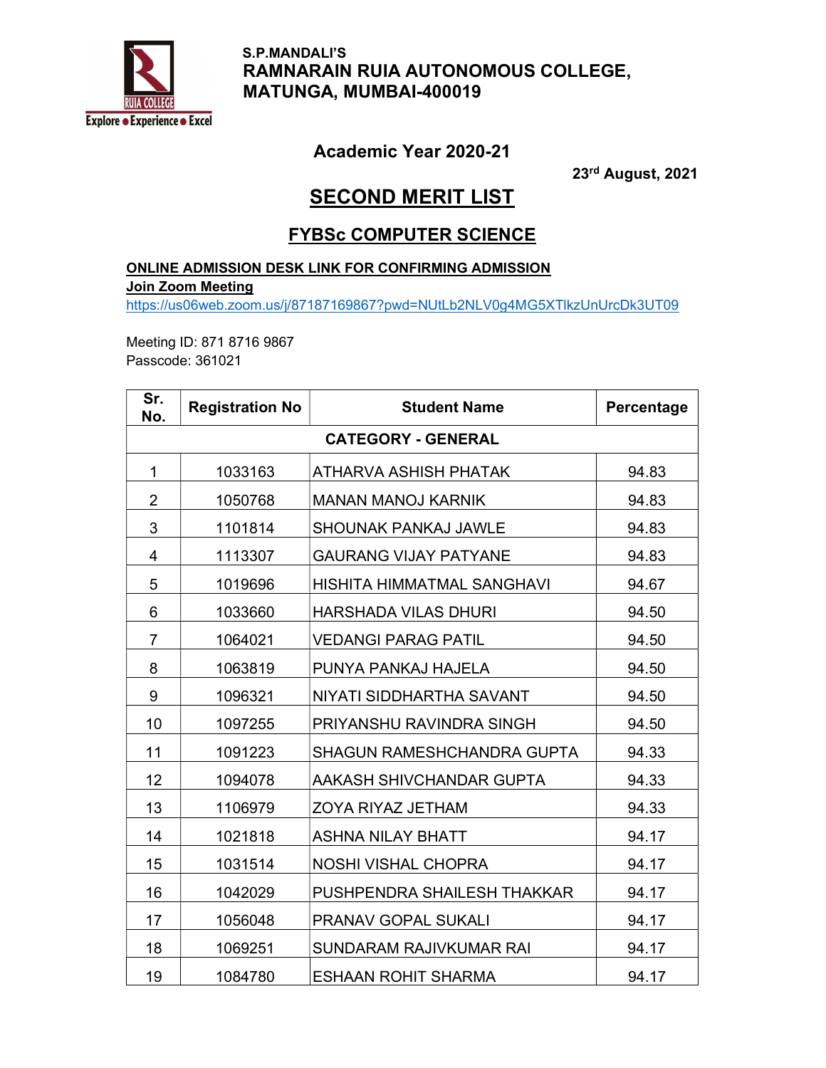S.P.MANDALI'S
**RAMNARAIN RUIA AUTONOMOUS COLLEGE,**
**MATUNGA, MUMBAI-400019**

Explore • Experience • Excel

## Academic Year 2020-21

**23rd August, 2021**

# SECOND MERIT LIST

## FYBSc COMPUTER SCIENCE

**ONLINE ADMISSION DESK LINK FOR CONFIRMING ADMISSION**
**Join Zoom Meeting**
https://us06web.zoom.us/j/87187169867?pwd=NUtLb2NLV0g4MG5XTlkzUnUrcDk3UT09

Meeting ID: 871 8716 9867
Passcode: 361021

| Sr. No. | Registration No | Student Name | Percentage |
|---|---|---|---|
| **CATEGORY - GENERAL** | | | |
| 1 | 1033163 | ATHARVA ASHISH PHATAK | 94.83 |
| 2 | 1050768 | MANAN MANOJ KARNIK | 94.83 |
| 3 | 1101814 | SHOUNAK PANKAJ JAWLE | 94.83 |
| 4 | 1113307 | GAURANG VIJAY PATYANE | 94.83 |
| 5 | 1019696 | HISHITA HIMMATMAL SANGHAVI | 94.67 |
| 6 | 1033660 | HARSHADA VILAS DHURI | 94.50 |
| 7 | 1064021 | VEDANGI PARAG PATIL | 94.50 |
| 8 | 1063819 | PUNYA PANKAJ HAJELA | 94.50 |
| 9 | 1096321 | NIYATI SIDDHARTHA SAVANT | 94.50 |
| 10 | 1097255 | PRIYANSHU RAVINDRA SINGH | 94.50 |
| 11 | 1091223 | SHAGUN RAMESHCHANDRA GUPTA | 94.33 |
| 12 | 1094078 | AAKASH SHIVCHANDAR GUPTA | 94.33 |
| 13 | 1106979 | ZOYA RIYAZ JETHAM | 94.33 |
| 14 | 1021818 | ASHNA NILAY BHATT | 94.17 |
| 15 | 1031514 | NOSHI VISHAL CHOPRA | 94.17 |
| 16 | 1042029 | PUSHPENDRA SHAILESH THAKKAR | 94.17 |
| 17 | 1056048 | PRANAV GOPAL SUKALI | 94.17 |
| 18 | 1069251 | SUNDARAM RAJIVKUMAR RAI | 94.17 |
| 19 | 1084780 | ESHAAN ROHIT SHARMA | 94.17 |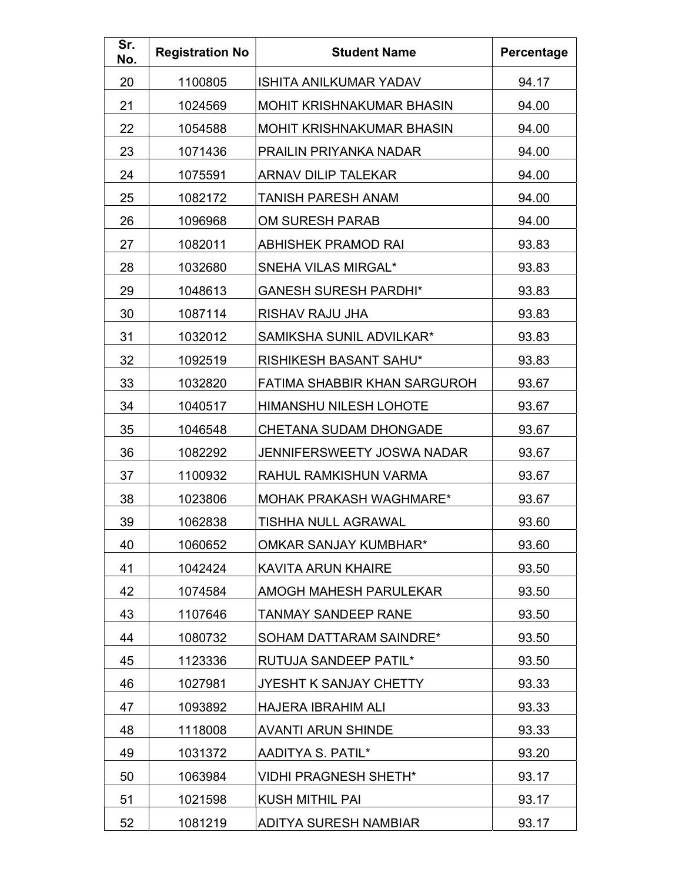| Sr. No. | Registration No | Student Name | Percentage |
| --- | --- | --- | --- |
| 20 | 1100805 | ISHITA ANILKUMAR YADAV | 94.17 |
| 21 | 1024569 | MOHIT KRISHNAKUMAR BHASIN | 94.00 |
| 22 | 1054588 | MOHIT KRISHNAKUMAR BHASIN | 94.00 |
| 23 | 1071436 | PRAILIN PRIYANKA NADAR | 94.00 |
| 24 | 1075591 | ARNAV DILIP TALEKAR | 94.00 |
| 25 | 1082172 | TANISH PARESH ANAM | 94.00 |
| 26 | 1096968 | OM SURESH PARAB | 94.00 |
| 27 | 1082011 | ABHISHEK PRAMOD RAI | 93.83 |
| 28 | 1032680 | SNEHA VILAS MIRGAL* | 93.83 |
| 29 | 1048613 | GANESH SURESH PARDHI* | 93.83 |
| 30 | 1087114 | RISHAV RAJU JHA | 93.83 |
| 31 | 1032012 | SAMIKSHA SUNIL ADVILKAR* | 93.83 |
| 32 | 1092519 | RISHIKESH BASANT SAHU* | 93.83 |
| 33 | 1032820 | FATIMA SHABBIR KHAN SARGUROH | 93.67 |
| 34 | 1040517 | HIMANSHU NILESH LOHOTE | 93.67 |
| 35 | 1046548 | CHETANA SUDAM DHONGADE | 93.67 |
| 36 | 1082292 | JENNIFERSWEETY JOSWA NADAR | 93.67 |
| 37 | 1100932 | RAHUL RAMKISHUN VARMA | 93.67 |
| 38 | 1023806 | MOHAK PRAKASH WAGHMARE* | 93.67 |
| 39 | 1062838 | TISHHA NULL AGRAWAL | 93.60 |
| 40 | 1060652 | OMKAR SANJAY KUMBHAR* | 93.60 |
| 41 | 1042424 | KAVITA ARUN KHAIRE | 93.50 |
| 42 | 1074584 | AMOGH MAHESH PARULEKAR | 93.50 |
| 43 | 1107646 | TANMAY SANDEEP RANE | 93.50 |
| 44 | 1080732 | SOHAM DATTARAM SAINDRE* | 93.50 |
| 45 | 1123336 | RUTUJA SANDEEP PATIL* | 93.50 |
| 46 | 1027981 | JYESHT K SANJAY CHETTY | 93.33 |
| 47 | 1093892 | HAJERA IBRAHIM ALI | 93.33 |
| 48 | 1118008 | AVANTI ARUN SHINDE | 93.33 |
| 49 | 1031372 | AADITYA S. PATIL* | 93.20 |
| 50 | 1063984 | VIDHI PRAGNESH SHETH* | 93.17 |
| 51 | 1021598 | KUSH MITHIL PAI | 93.17 |
| 52 | 1081219 | ADITYA SURESH NAMBIAR | 93.17 |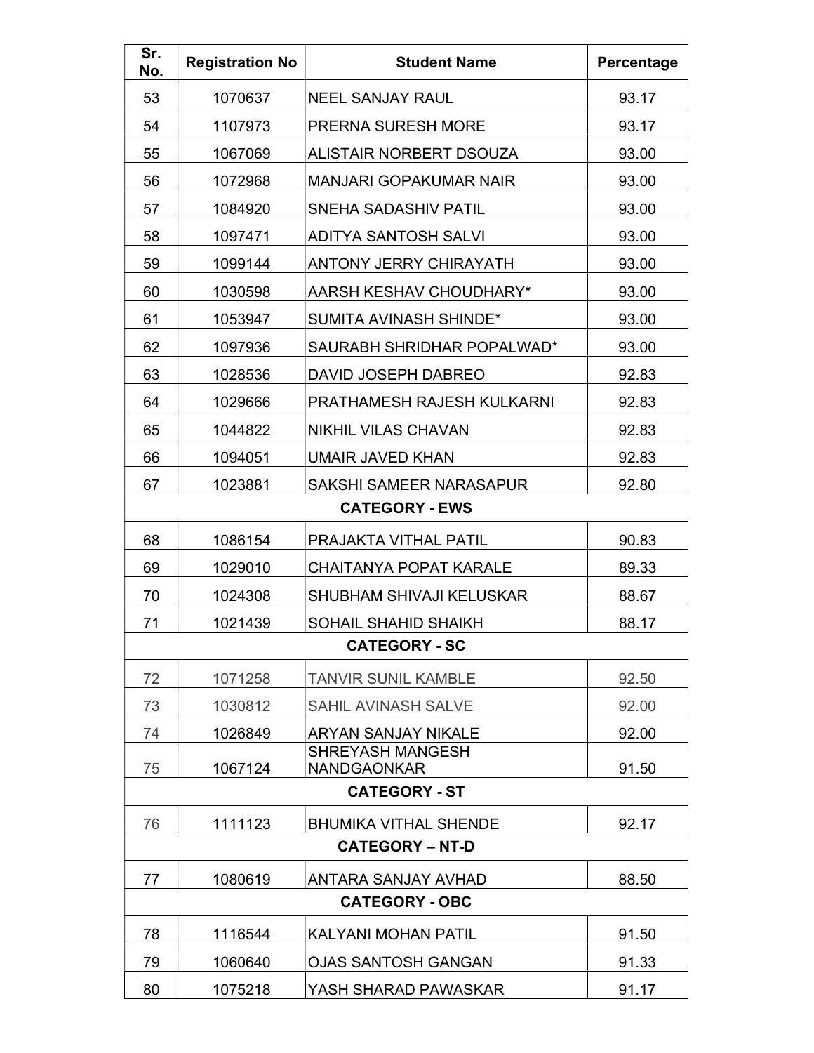| Sr. No. | Registration No | Student Name | Percentage |
|---|---|---|---|
| 53 | 1070637 | NEEL SANJAY RAUL | 93.17 |
| 54 | 1107973 | PRERNA SURESH MORE | 93.17 |
| 55 | 1067069 | ALISTAIR NORBERT DSOUZA | 93.00 |
| 56 | 1072968 | MANJARI GOPAKUMAR NAIR | 93.00 |
| 57 | 1084920 | SNEHA SADASHIV PATIL | 93.00 |
| 58 | 1097471 | ADITYA SANTOSH SALVI | 93.00 |
| 59 | 1099144 | ANTONY JERRY CHIRAYATH | 93.00 |
| 60 | 1030598 | AARSH KESHAV CHOUDHARY* | 93.00 |
| 61 | 1053947 | SUMITA AVINASH SHINDE* | 93.00 |
| 62 | 1097936 | SAURABH SHRIDHAR POPALWAD* | 93.00 |
| 63 | 1028536 | DAVID JOSEPH DABREO | 92.83 |
| 64 | 1029666 | PRATHAMESH RAJESH KULKARNI | 92.83 |
| 65 | 1044822 | NIKHIL VILAS CHAVAN | 92.83 |
| 66 | 1094051 | UMAIR JAVED KHAN | 92.83 |
| 67 | 1023881 | SAKSHI SAMEER NARASAPUR | 92.80 |
| **CATEGORY - EWS** | | | |
| 68 | 1086154 | PRAJAKTA VITHAL PATIL | 90.83 |
| 69 | 1029010 | CHAITANYA POPAT KARALE | 89.33 |
| 70 | 1024308 | SHUBHAM SHIVAJI KELUSKAR | 88.67 |
| 71 | 1021439 | SOHAIL SHAHID SHAIKH | 88.17 |
| **CATEGORY - SC** | | | |
| 72 | 1071258 | TANVIR SUNIL KAMBLE | 92.50 |
| 73 | 1030812 | SAHIL AVINASH SALVE | 92.00 |
| 74 | 1026849 | ARYAN SANJAY NIKALE | 92.00 |
| 75 | 1067124 | SHREYASH MANGESH NANDGAONKAR | 91.50 |
| **CATEGORY - ST** | | | |
| 76 | 1111123 | BHUMIKA VITHAL SHENDE | 92.17 |
| **CATEGORY – NT-D** | | | |
| 77 | 1080619 | ANTARA SANJAY AVHAD | 88.50 |
| **CATEGORY - OBC** | | | |
| 78 | 1116544 | KALYANI MOHAN PATIL | 91.50 |
| 79 | 1060640 | OJAS SANTOSH GANGAN | 91.33 |
| 80 | 1075218 | YASH SHARAD PAWASKAR | 91.17 |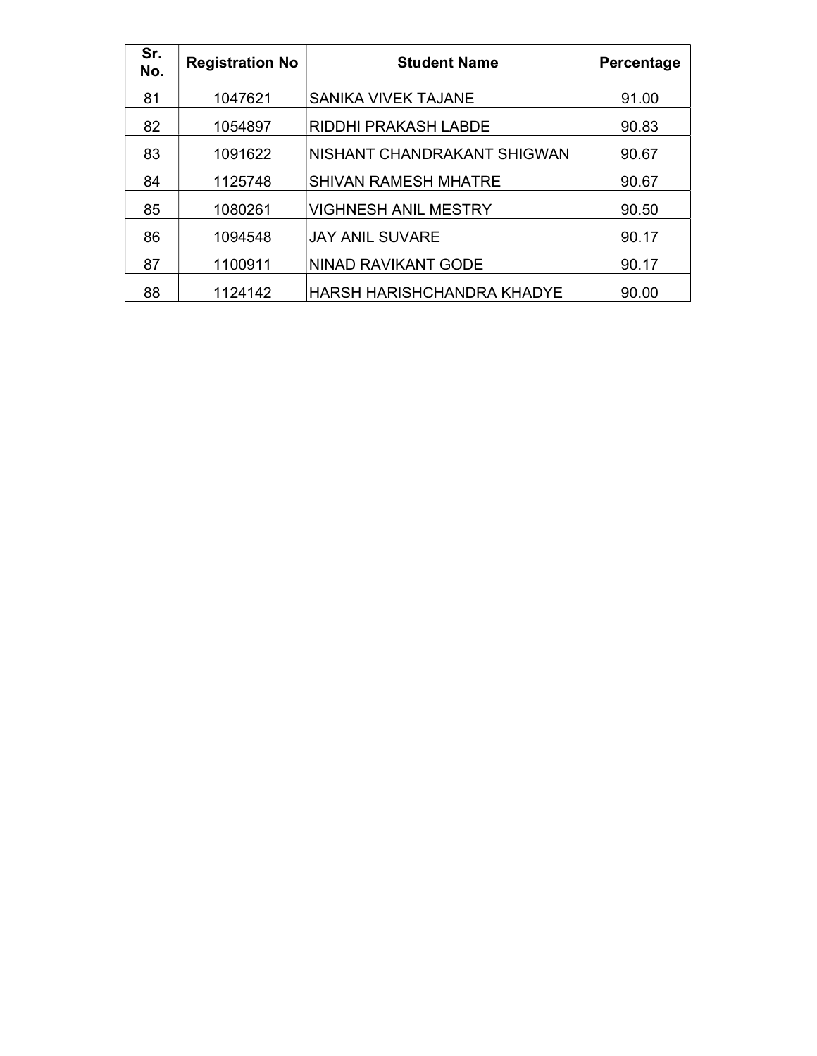| Sr. No. | Registration No | Student Name | Percentage |
|---|---|---|---|
| 81 | 1047621 | SANIKA VIVEK TAJANE | 91.00 |
| 82 | 1054897 | RIDDHI PRAKASH LABDE | 90.83 |
| 83 | 1091622 | NISHANT CHANDRAKANT SHIGWAN | 90.67 |
| 84 | 1125748 | SHIVAN RAMESH MHATRE | 90.67 |
| 85 | 1080261 | VIGHNESH ANIL MESTRY | 90.50 |
| 86 | 1094548 | JAY ANIL SUVARE | 90.17 |
| 87 | 1100911 | NINAD RAVIKANT GODE | 90.17 |
| 88 | 1124142 | HARSH HARISHCHANDRA KHADYE | 90.00 |